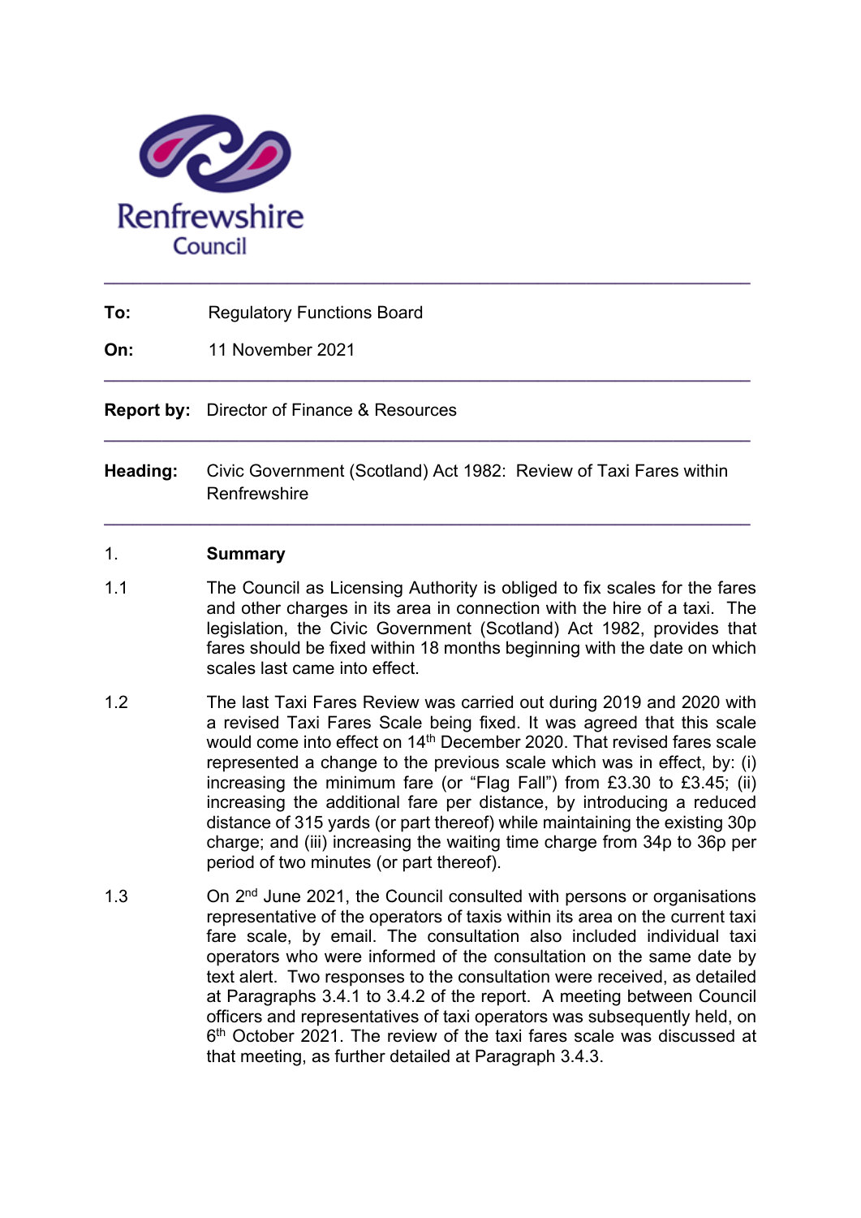Renfrewshire Council

---

**To:** Regulatory Functions Board

**On:** 11 November 2021

---

**Report by:** Director of Finance & Resources

---

**Heading:** Civic Government (Scotland) Act 1982: Review of Taxi Fares within Renfrewshire

---

## 1. Summary

1.1 The Council as Licensing Authority is obliged to fix scales for the fares and other charges in its area in connection with the hire of a taxi. The legislation, the Civic Government (Scotland) Act 1982, provides that fares should be fixed within 18 months beginning with the date on which scales last came into effect.

1.2 The last Taxi Fares Review was carried out during 2019 and 2020 with a revised Taxi Fares Scale being fixed. It was agreed that this scale would come into effect on 14th December 2020. That revised fares scale represented a change to the previous scale which was in effect, by: (i) increasing the minimum fare (or "Flag Fall") from £3.30 to £3.45; (ii) increasing the additional fare per distance, by introducing a reduced distance of 315 yards (or part thereof) while maintaining the existing 30p charge; and (iii) increasing the waiting time charge from 34p to 36p per period of two minutes (or part thereof).

1.3 On 2nd June 2021, the Council consulted with persons or organisations representative of the operators of taxis within its area on the current taxi fare scale, by email. The consultation also included individual taxi operators who were informed of the consultation on the same date by text alert. Two responses to the consultation were received, as detailed at Paragraphs 3.4.1 to 3.4.2 of the report. A meeting between Council officers and representatives of taxi operators was subsequently held, on 6th October 2021. The review of the taxi fares scale was discussed at that meeting, as further detailed at Paragraph 3.4.3.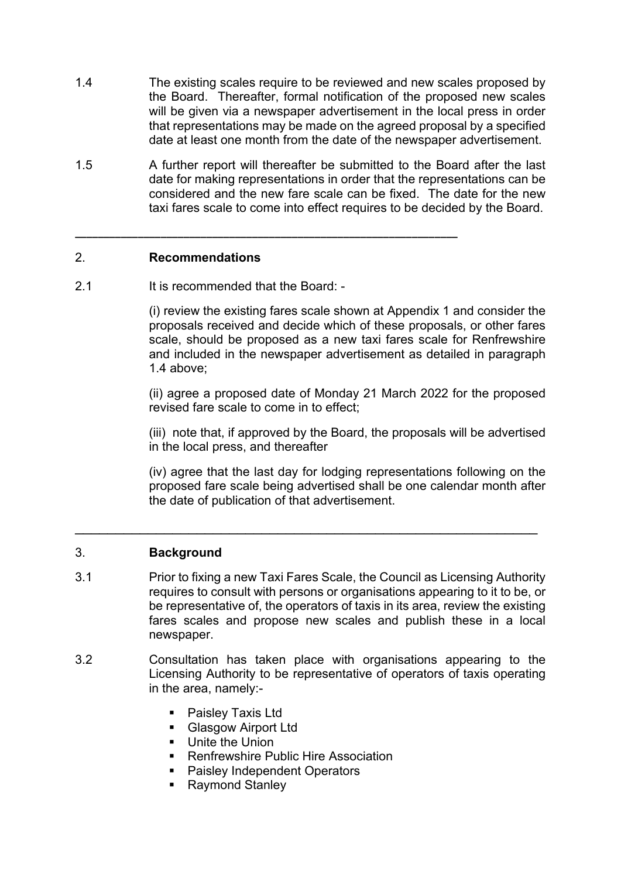1.4 The existing scales require to be reviewed and new scales proposed by the Board. Thereafter, formal notification of the proposed new scales will be given via a newspaper advertisement in the local press in order that representations may be made on the agreed proposal by a specified date at least one month from the date of the newspaper advertisement.

1.5 A further report will thereafter be submitted to the Board after the last date for making representations in order that the representations can be considered and the new fare scale can be fixed. The date for the new taxi fares scale to come into effect requires to be decided by the Board.

---

## 2. Recommendations

2.1 It is recommended that the Board: -

(i) review the existing fares scale shown at Appendix 1 and consider the proposals received and decide which of these proposals, or other fares scale, should be proposed as a new taxi fares scale for Renfrewshire and included in the newspaper advertisement as detailed in paragraph 1.4 above;

(ii) agree a proposed date of Monday 21 March 2022 for the proposed revised fare scale to come in to effect;

(iii) note that, if approved by the Board, the proposals will be advertised in the local press, and thereafter

(iv) agree that the last day for lodging representations following on the proposed fare scale being advertised shall be one calendar month after the date of publication of that advertisement.

---

## 3. Background

3.1 Prior to fixing a new Taxi Fares Scale, the Council as Licensing Authority requires to consult with persons or organisations appearing to it to be, or be representative of, the operators of taxis in its area, review the existing fares scales and propose new scales and publish these in a local newspaper.

3.2 Consultation has taken place with organisations appearing to the Licensing Authority to be representative of operators of taxis operating in the area, namely:-

- Paisley Taxis Ltd
- Glasgow Airport Ltd
- Unite the Union
- Renfrewshire Public Hire Association
- Paisley Independent Operators
- Raymond Stanley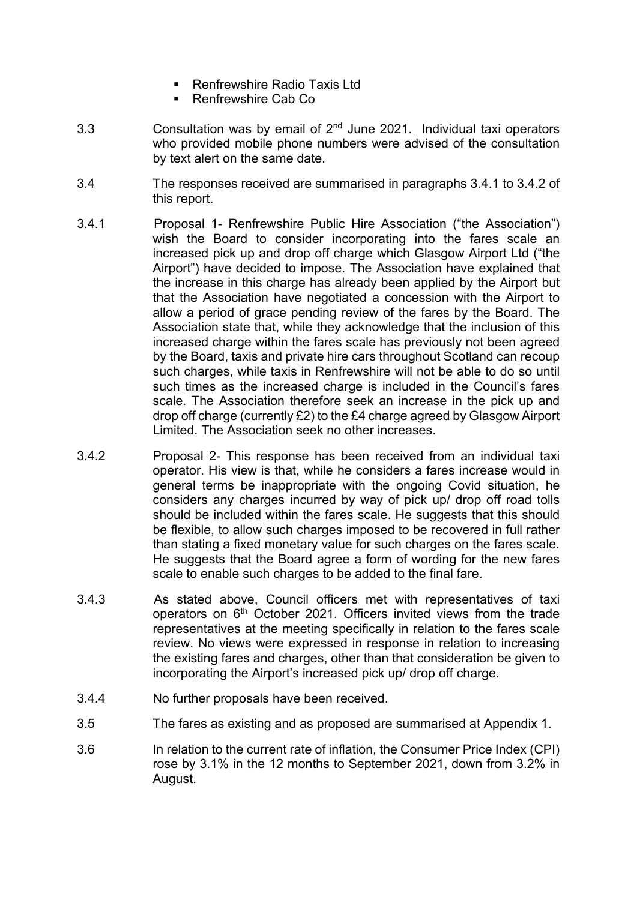- Renfrewshire Radio Taxis Ltd
- Renfrewshire Cab Co

3.3 Consultation was by email of 2nd June 2021. Individual taxi operators who provided mobile phone numbers were advised of the consultation by text alert on the same date.

3.4 The responses received are summarised in paragraphs 3.4.1 to 3.4.2 of this report.

3.4.1 Proposal 1- Renfrewshire Public Hire Association ("the Association") wish the Board to consider incorporating into the fares scale an increased pick up and drop off charge which Glasgow Airport Ltd ("the Airport") have decided to impose. The Association have explained that the increase in this charge has already been applied by the Airport but that the Association have negotiated a concession with the Airport to allow a period of grace pending review of the fares by the Board. The Association state that, while they acknowledge that the inclusion of this increased charge within the fares scale has previously not been agreed by the Board, taxis and private hire cars throughout Scotland can recoup such charges, while taxis in Renfrewshire will not be able to do so until such times as the increased charge is included in the Council's fares scale. The Association therefore seek an increase in the pick up and drop off charge (currently £2) to the £4 charge agreed by Glasgow Airport Limited. The Association seek no other increases.

3.4.2 Proposal 2- This response has been received from an individual taxi operator. His view is that, while he considers a fares increase would in general terms be inappropriate with the ongoing Covid situation, he considers any charges incurred by way of pick up/ drop off road tolls should be included within the fares scale. He suggests that this should be flexible, to allow such charges imposed to be recovered in full rather than stating a fixed monetary value for such charges on the fares scale. He suggests that the Board agree a form of wording for the new fares scale to enable such charges to be added to the final fare.

3.4.3 As stated above, Council officers met with representatives of taxi operators on 6th October 2021. Officers invited views from the trade representatives at the meeting specifically in relation to the fares scale review. No views were expressed in response in relation to increasing the existing fares and charges, other than that consideration be given to incorporating the Airport's increased pick up/ drop off charge.

3.4.4 No further proposals have been received.

3.5 The fares as existing and as proposed are summarised at Appendix 1.

3.6 In relation to the current rate of inflation, the Consumer Price Index (CPI) rose by 3.1% in the 12 months to September 2021, down from 3.2% in August.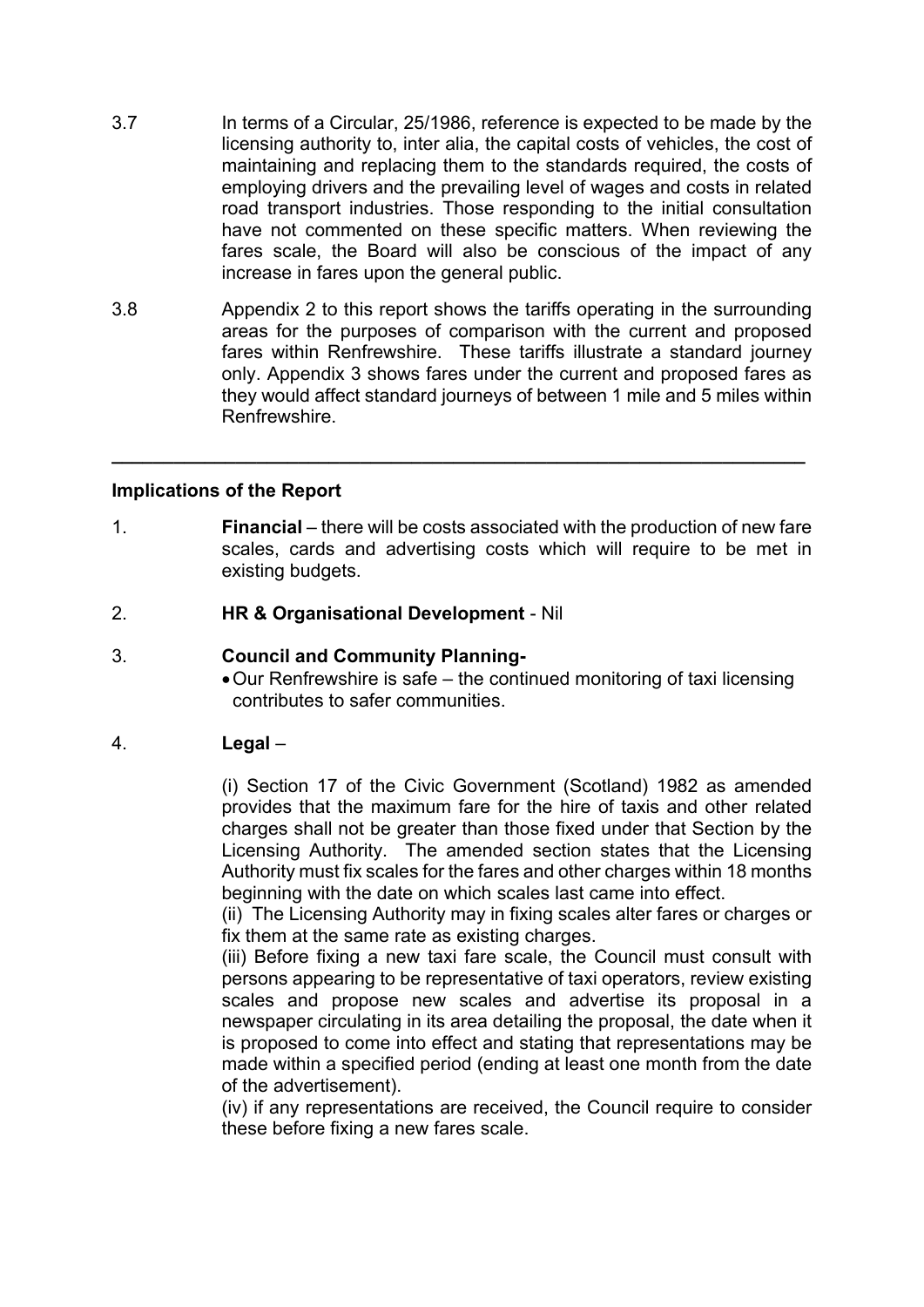3.7 In terms of a Circular, 25/1986, reference is expected to be made by the licensing authority to, inter alia, the capital costs of vehicles, the cost of maintaining and replacing them to the standards required, the costs of employing drivers and the prevailing level of wages and costs in related road transport industries. Those responding to the initial consultation have not commented on these specific matters. When reviewing the fares scale, the Board will also be conscious of the impact of any increase in fares upon the general public.

3.8 Appendix 2 to this report shows the tariffs operating in the surrounding areas for the purposes of comparison with the current and proposed fares within Renfrewshire. These tariffs illustrate a standard journey only. Appendix 3 shows fares under the current and proposed fares as they would affect standard journeys of between 1 mile and 5 miles within Renfrewshire.

---

**Implications of the Report**

1. **Financial** – there will be costs associated with the production of new fare scales, cards and advertising costs which will require to be met in existing budgets.

2. **HR & Organisational Development** - Nil

3. **Council and Community Planning-**
   - Our Renfrewshire is safe – the continued monitoring of taxi licensing contributes to safer communities.

4. **Legal** –

   (i) Section 17 of the Civic Government (Scotland) 1982 as amended provides that the maximum fare for the hire of taxis and other related charges shall not be greater than those fixed under that Section by the Licensing Authority. The amended section states that the Licensing Authority must fix scales for the fares and other charges within 18 months beginning with the date on which scales last came into effect.
   (ii) The Licensing Authority may in fixing scales alter fares or charges or fix them at the same rate as existing charges.
   (iii) Before fixing a new taxi fare scale, the Council must consult with persons appearing to be representative of taxi operators, review existing scales and propose new scales and advertise its proposal in a newspaper circulating in its area detailing the proposal, the date when it is proposed to come into effect and stating that representations may be made within a specified period (ending at least one month from the date of the advertisement).
   (iv) if any representations are received, the Council require to consider these before fixing a new fares scale.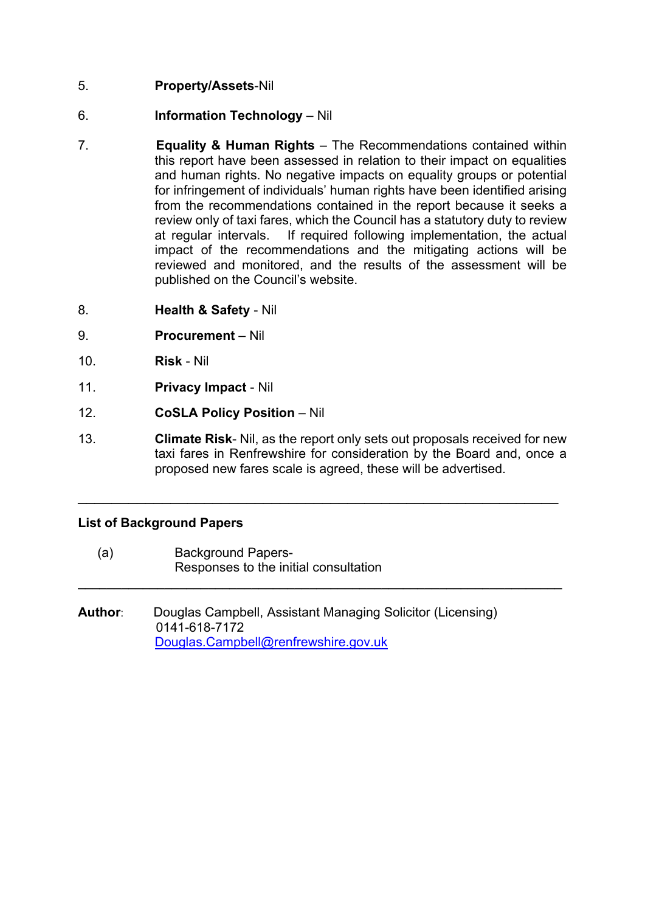5. **Property/Assets**-Nil

6. **Information Technology** – Nil

7. **Equality & Human Rights** – The Recommendations contained within this report have been assessed in relation to their impact on equalities and human rights. No negative impacts on equality groups or potential for infringement of individuals' human rights have been identified arising from the recommendations contained in the report because it seeks a review only of taxi fares, which the Council has a statutory duty to review at regular intervals. If required following implementation, the actual impact of the recommendations and the mitigating actions will be reviewed and monitored, and the results of the assessment will be published on the Council's website.

8. **Health & Safety** - Nil

9. **Procurement** – Nil

10. **Risk** - Nil

11. **Privacy Impact** - Nil

12. **CoSLA Policy Position** – Nil

13. **Climate Risk**- Nil, as the report only sets out proposals received for new taxi fares in Renfrewshire for consideration by the Board and, once a proposed new fares scale is agreed, these will be advertised.

---

**List of Background Papers**

(a) Background Papers- Responses to the initial consultation

---

**Author**: Douglas Campbell, Assistant Managing Solicitor (Licensing)
0141-618-7172
Douglas.Campbell@renfrewshire.gov.uk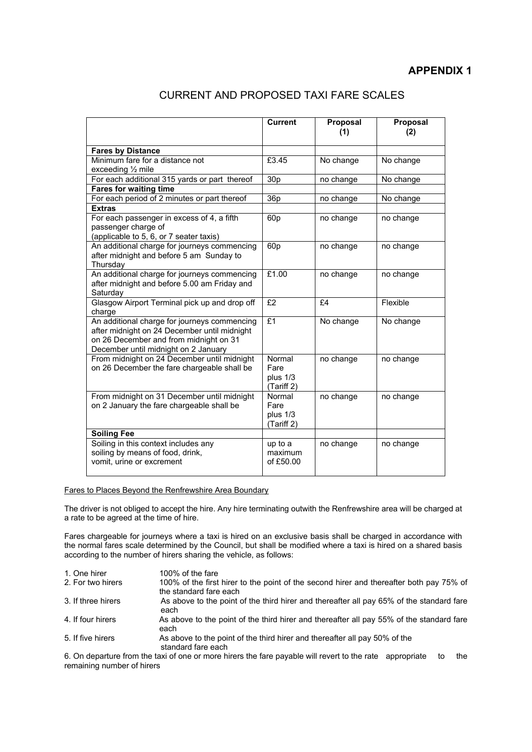# APPENDIX 1

## CURRENT AND PROPOSED TAXI FARE SCALES

| | Current | Proposal (1) | Proposal (2) |
|---|---|---|---|
| **Fares by Distance** | | | |
| Minimum fare for a distance not exceeding ½ mile | £3.45 | No change | No change |
| For each additional 315 yards or part thereof | 30p | no change | No change |
| **Fares for waiting time** | | | |
| For each period of 2 minutes or part thereof | 36p | no change | No change |
| **Extras** | | | |
| For each passenger in excess of 4, a fifth passenger charge of (applicable to 5, 6, or 7 seater taxis) | 60p | no change | no change |
| An additional charge for journeys commencing after midnight and before 5 am Sunday to Thursday | 60p | no change | no change |
| An additional charge for journeys commencing after midnight and before 5.00 am Friday and Saturday | £1.00 | no change | no change |
| Glasgow Airport Terminal pick up and drop off charge | £2 | £4 | Flexible |
| An additional charge for journeys commencing after midnight on 24 December until midnight on 26 December and from midnight on 31 December until midnight on 2 January | £1 | No change | No change |
| From midnight on 24 December until midnight on 26 December the fare chargeable shall be | Normal Fare plus 1/3 (Tariff 2) | no change | no change |
| From midnight on 31 December until midnight on 2 January the fare chargeable shall be | Normal Fare plus 1/3 (Tariff 2) | no change | no change |
| **Soiling Fee** | | | |
| Soiling in this context includes any soiling by means of food, drink, vomit, urine or excrement | up to a maximum of £50.00 | no change | no change |

Fares to Places Beyond the Renfrewshire Area Boundary

The driver is not obliged to accept the hire. Any hire terminating outwith the Renfrewshire area will be charged at a rate to be agreed at the time of hire.

Fares chargeable for journeys where a taxi is hired on an exclusive basis shall be charged in accordance with the normal fares scale determined by the Council, but shall be modified where a taxi is hired on a shared basis according to the number of hirers sharing the vehicle, as follows:

1. One hirer — 100% of the fare
2. For two hirers — 100% of the first hirer to the point of the second hirer and thereafter both pay 75% of the standard fare each
3. If three hirers — As above to the point of the third hirer and thereafter all pay 65% of the standard fare each
4. If four hirers — As above to the point of the third hirer and thereafter all pay 55% of the standard fare each
5. If five hirers — As above to the point of the third hirer and thereafter all pay 50% of the standard fare each
6. On departure from the taxi of one or more hirers the fare payable will revert to the rate appropriate to the remaining number of hirers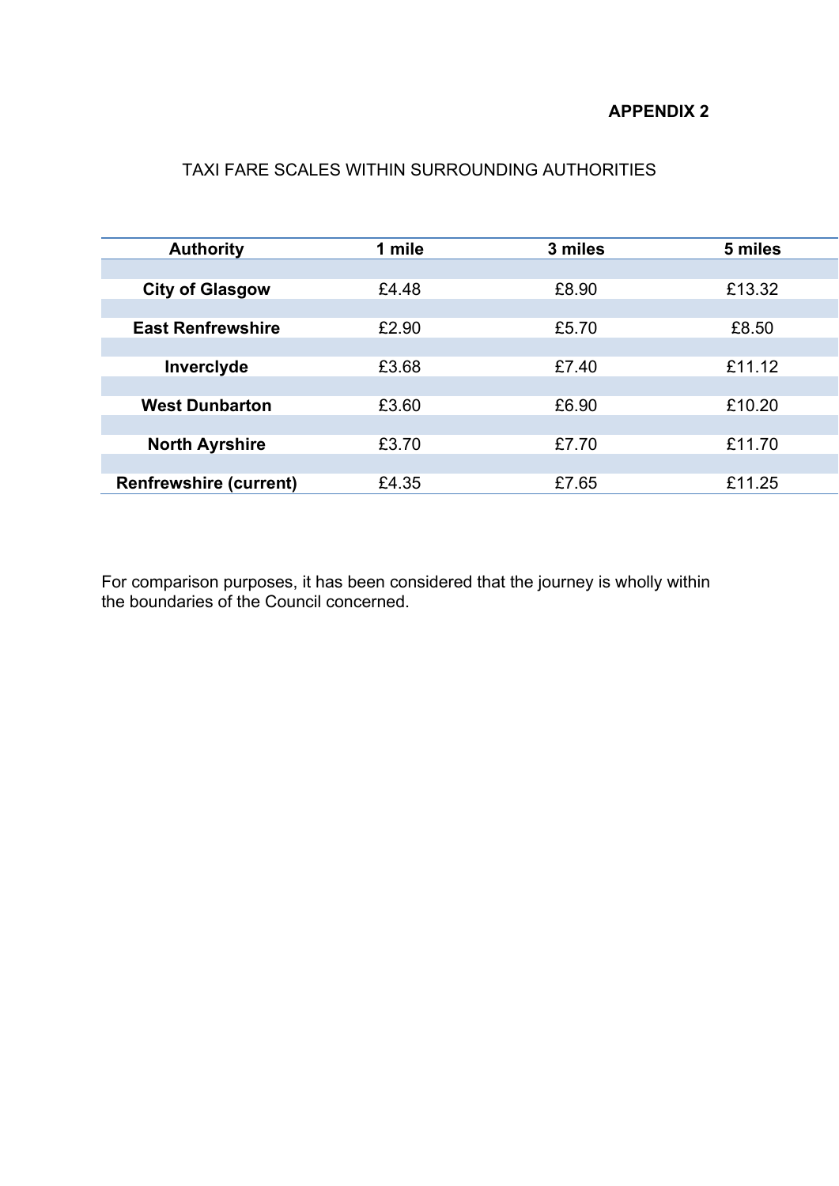**APPENDIX 2**

TAXI FARE SCALES WITHIN SURROUNDING AUTHORITIES

| Authority | 1 mile | 3 miles | 5 miles |
| --- | --- | --- | --- |
| **City of Glasgow** | £4.48 | £8.90 | £13.32 |
| **East Renfrewshire** | £2.90 | £5.70 | £8.50 |
| **Inverclyde** | £3.68 | £7.40 | £11.12 |
| **West Dunbarton** | £3.60 | £6.90 | £10.20 |
| **North Ayrshire** | £3.70 | £7.70 | £11.70 |
| **Renfrewshire (current)** | £4.35 | £7.65 | £11.25 |

For comparison purposes, it has been considered that the journey is wholly within the boundaries of the Council concerned.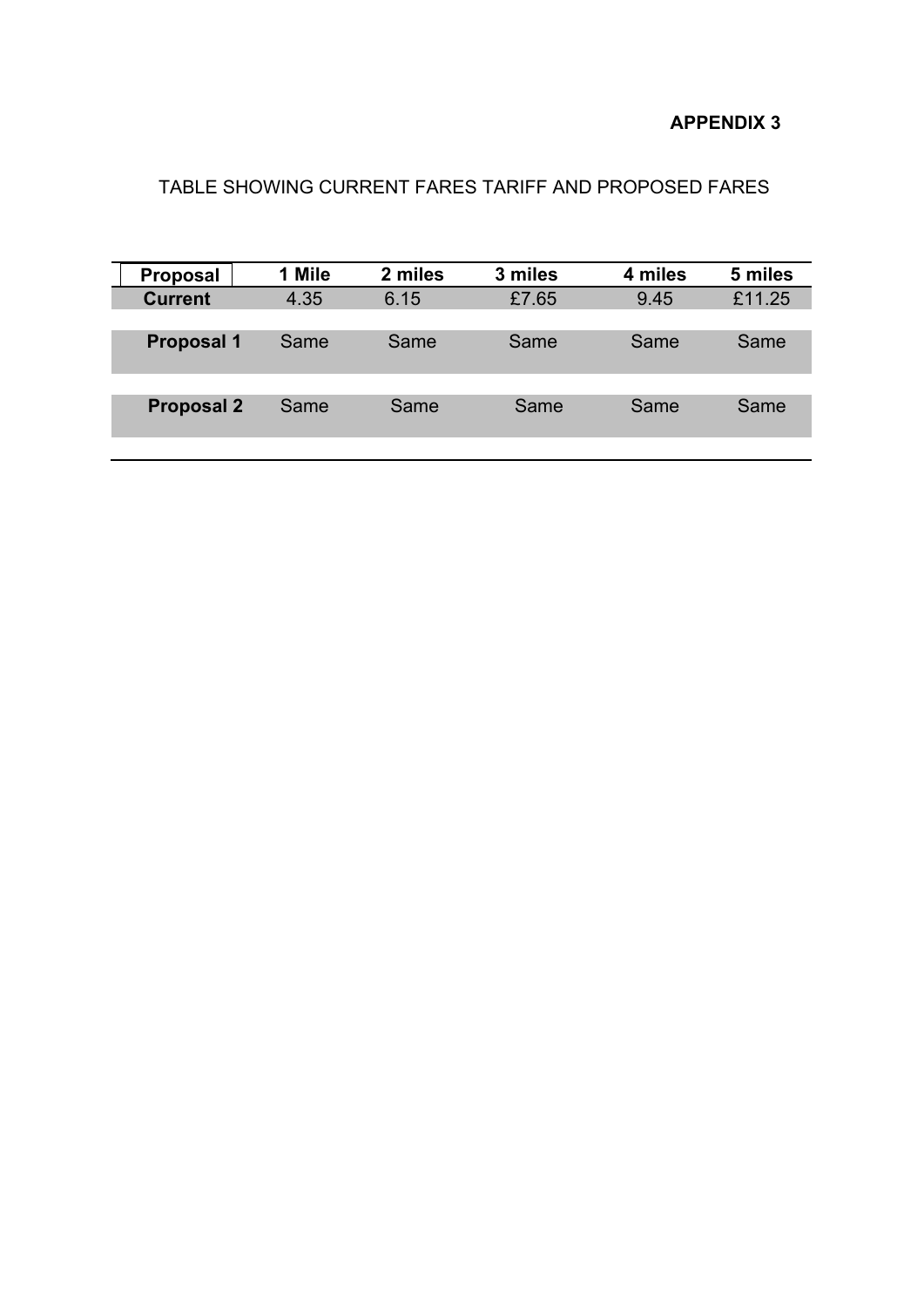**APPENDIX 3**

TABLE SHOWING CURRENT FARES TARIFF AND PROPOSED FARES

| Proposal | 1 Mile | 2 miles | 3 miles | 4 miles | 5 miles |
|---|---|---|---|---|---|
| **Current** | 4.35 | 6.15 | £7.65 | 9.45 | £11.25 |
| **Proposal 1** | Same | Same | Same | Same | Same |
| **Proposal 2** | Same | Same | Same | Same | Same |